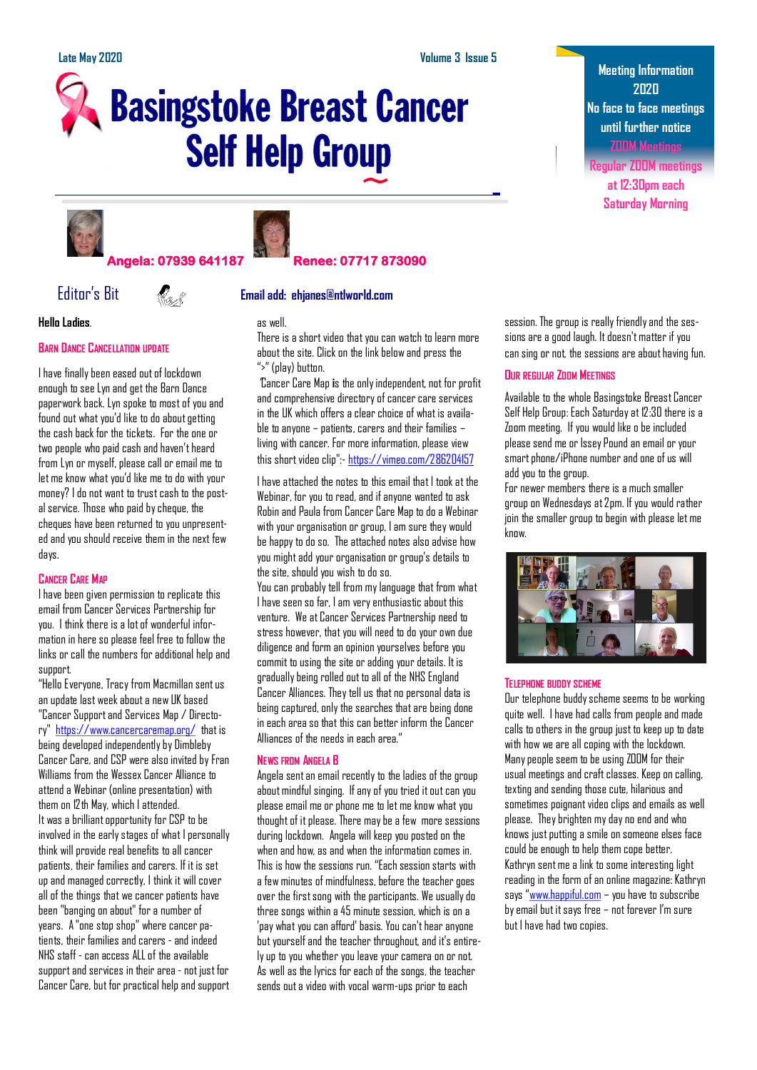Late May 2020 Volume 3 Issue 5

# Basingstoke Breast Cancer Self Help Group

**Meeting Information 2020**
**No face to face meetings until further notice**
**ZOOM Meetings**
**Regular ZOOM meetings at 12:30pm each Saturday Morning**

**Angela: 07939 641187** **Renee: 07717 873090**

**Email add: ehjanes@ntlworld.com**

## Editor's Bit

**Hello Ladies.**

### Barn Dance Cancellation update

I have finally been eased out of lockdown enough to see Lyn and get the Barn Dance paperwork back. Lyn spoke to most of you and found out what you'd like to do about getting the cash back for the tickets. For the one or two people who paid cash and haven't heard from Lyn or myself, please call or email me to let me know what you'd like me to do with your money? I do not want to trust cash to the postal service. Those who paid by cheque, the cheques have been returned to you unpresented and you should receive them in the next few days.

### Cancer Care Map

I have been given permission to replicate this email from Cancer Services Partnership for you. I think there is a lot of wonderful information in here so please feel free to follow the links or call the numbers for additional help and support.

"Hello Everyone, Tracy from Macmillan sent us an update last week about a new UK based "Cancer Support and Services Map / Directory" https://www.cancercaremap.org/ that is being developed independently by Dimbleby Cancer Care, and CSP were also invited by Fran Williams from the Wessex Cancer Alliance to attend a Webinar (online presentation) with them on 12th May, which I attended.

It was a brilliant opportunity for CSP to be involved in the early stages of what I personally think will provide real benefits to all cancer patients, their families and carers. If it is set up and managed correctly, I think it will cover all of the things that we cancer patients have been "banging on about" for a number of years. A "one stop shop" where cancer patients, their families and carers - and indeed NHS staff - can access ALL of the available support and services in their area - not just for Cancer Care, but for practical help and support as well.

There is a short video that you can watch to learn more about the site. Click on the link below and press the ">" (play) button.

'Cancer Care Map is the only independent, not for profit and comprehensive directory of cancer care services in the UK which offers a clear choice of what is available to anyone – patients, carers and their families – living with cancer. For more information, please view this short video clip":- https://vimeo.com/286204157

I have attached the notes to this email that I took at the Webinar, for you to read, and if anyone wanted to ask Robin and Paula from Cancer Care Map to do a Webinar with your organisation or group, I am sure they would be happy to do so. The attached notes also advise how you might add your organisation or group's details to the site, should you wish to do so.

You can probably tell from my language that from what I have seen so far, I am very enthusiastic about this venture. We at Cancer Services Partnership need to stress however, that you will need to do your own due diligence and form an opinion yourselves before you commit to using the site or adding your details. It is gradually being rolled out to all of the NHS England Cancer Alliances. They tell us that no personal data is being captured, only the searches that are being done in each area so that this can better inform the Cancer Alliances of the needs in each area."

### News from Angela B

Angela sent an email recently to the ladies of the group about mindful singing. If any of you tried it out can you please email me or phone me to let me know what you thought of it please. There may be a few more sessions during lockdown. Angela will keep you posted on the when and how, as and when the information comes in.

This is how the sessions run. "Each session starts with a few minutes of mindfulness, before the teacher goes over the first song with the participants. We usually do three songs within a 45 minute session, which is on a 'pay what you can afford' basis. You can't hear anyone but yourself and the teacher throughout, and it's entirely up to you whether you leave your camera on or not. As well as the lyrics for each of the songs, the teacher sends out a video with vocal warm-ups prior to each session. The group is really friendly and the sessions are a good laugh. It doesn't matter if you can sing or not, the sessions are about having fun.

### Our Regular Zoom Meetings

Available to the whole Basingstoke Breast Cancer Self Help Group: Each Saturday at 12:30 there is a Zoom meeting. If you would like o be included please send me or Issey Pound an email or your smart phone/iPhone number and one of us will add you to the group.

For newer members there is a much smaller group on Wednesdays at 2pm. If you would rather join the smaller group to begin with please let me know.

### Telephone Buddy Scheme

Our telephone buddy scheme seems to be working quite well. I have had calls from people and made calls to others in the group just to keep up to date with how we are all coping with the lockdown. Many people seem to be using ZOOM for their usual meetings and craft classes. Keep on calling, texting and sending those cute, hilarious and sometimes poignant video clips and emails as well please. They brighten my day no end and who knows just putting a smile on someone elses face could be enough to help them cope better.

Kathryn sent me a link to some interesting light reading in the form of an online magazine: Kathryn says "www.happiful.com – you have to subscribe by email but it says free – not forever I'm sure but I have had two copies.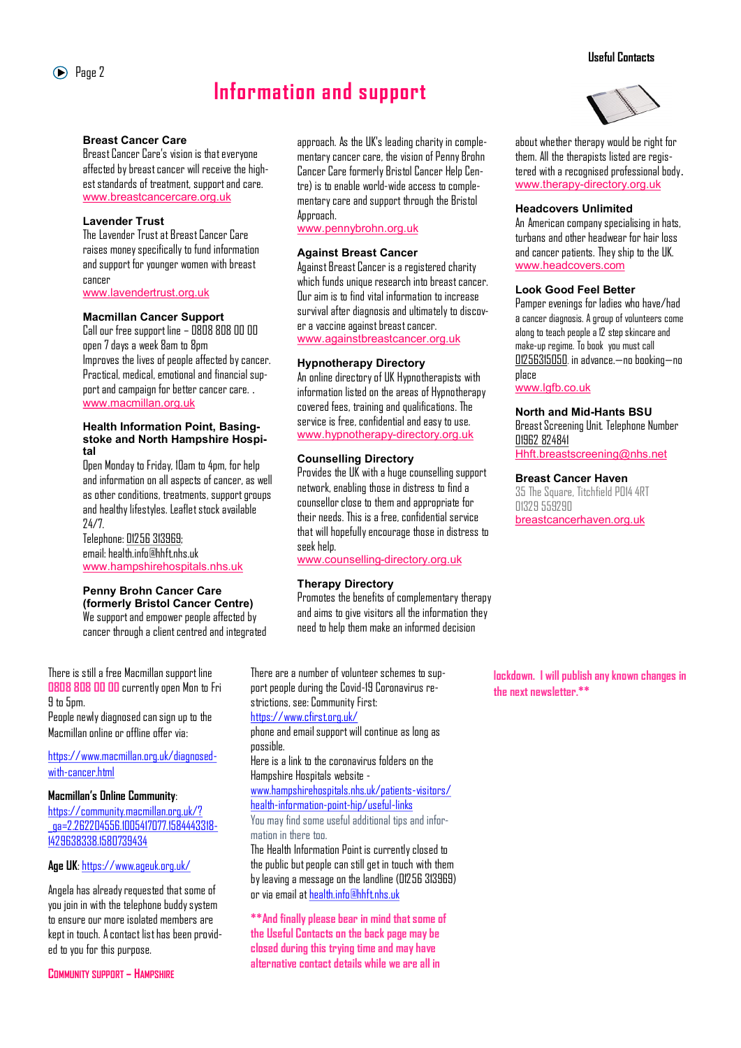# Information and support

Useful Contacts

### Breast Cancer Care

Breast Cancer Care's vision is that everyone affected by breast cancer will receive the highest standards of treatment, support and care.
www.breastcancercare.org.uk

### Lavender Trust

The Lavender Trust at Breast Cancer Care raises money specifically to fund information and support for younger women with breast cancer
www.lavendertrust.org.uk

### Macmillan Cancer Support

Call our free support line – 0808 808 00 00 open 7 days a week 8am to 8pm
Improves the lives of people affected by cancer. Practical, medical, emotional and financial support and campaign for better cancer care. .
www.macmillan.org.uk

### Health Information Point, Basingstoke and North Hampshire Hospital

Open Monday to Friday, 10am to 4pm, for help and information on all aspects of cancer, as well as other conditions, treatments, support groups and healthy lifestyles. Leaflet stock available 24/7.
Telephone: 01256 313969;
email: health.info@hhft.nhs.uk
www.hampshirehospitals.nhs.uk

### Penny Brohn Cancer Care (formerly Bristol Cancer Centre)

We support and empower people affected by cancer through a client centred and integrated approach. As the UK's leading charity in complementary cancer care, the vision of Penny Brohn Cancer Care formerly Bristol Cancer Help Centre) is to enable world-wide access to complementary care and support through the Bristol Approach.
www.pennybrohn.org.uk

### Against Breast Cancer

Against Breast Cancer is a registered charity which funds unique research into breast cancer. Our aim is to find vital information to increase survival after diagnosis and ultimately to discover a vaccine against breast cancer.
www.againstbreastcancer.org.uk

### Hypnotherapy Directory

An online directory of UK Hypnotherapists with information listed on the areas of Hypnotherapy covered fees, training and qualifications. The service is free, confidential and easy to use.
www.hypnotherapy-directory.org.uk

### Counselling Directory

Provides the UK with a huge counselling support network, enabling those in distress to find a counsellor close to them and appropriate for their needs. This is a free, confidential service that will hopefully encourage those in distress to seek help.
www.counselling-directory.org.uk

### Therapy Directory

Promotes the benefits of complementary therapy and aims to give visitors all the information they need to help them make an informed decision about whether therapy would be right for them. All the therapists listed are registered with a recognised professional body.
www.therapy-directory.org.uk

### Headcovers Unlimited

An American company specialising in hats, turbans and other headwear for hair loss and cancer patients. They ship to the UK.
www.headcovers.com

### Look Good Feel Better

Pamper evenings for ladies who have/had a cancer diagnosis. A group of volunteers come along to teach people a 12 step skincare and make-up regime. To book you must call 01256315050. in advance.—no booking—no place
www.lgfb.co.uk

### North and Mid-Hants BSU

Breast Screening Unit. Telephone Number 01962 824841
Hhft.breastscreening@nhs.net

### Breast Cancer Haven

35 The Square, Titchfield PO14 4RT
01329 559290
breastcancerhaven.org.uk

---

There is still a free Macmillan support line **0808 808 00 00** currently open Mon to Fri 9 to 5pm.
People newly diagnosed can sign up to the Macmillan online or offline offer via:

https://www.macmillan.org.uk/diagnosed-with-cancer.html

**Macmillan's Online Community**: https://community.macmillan.org.uk/?_ga=2.262204556.1005417077.1584443318-1429638338.1580739434

**Age UK**: https://www.ageuk.org.uk/

Angela has already requested that some of you join in with the telephone buddy system to ensure our more isolated members are kept in touch. A contact list has been provided to you for this purpose.

**COMMUNITY SUPPORT – HAMPSHIRE**

There are a number of volunteer schemes to support people during the Covid-19 Coronavirus restrictions, see: Community First:
https://www.cfirst.org.uk/
phone and email support will continue as long as possible.
Here is a link to the coronavirus folders on the Hampshire Hospitals website - www.hampshirehospitals.nhs.uk/patients-visitors/health-information-point-hip/useful-links
You may find some useful additional tips and information in there too.
The Health Information Point is currently closed to the public but people can still get in touch with them by leaving a message on the landline (01256 313969) or via email at health.info@hhft.nhs.uk

**\*\*And finally please bear in mind that some of the Useful Contacts on the back page may be closed during this trying time and may have alternative contact details while we are all in lockdown. I will publish any known changes in the next newsletter.\*\***